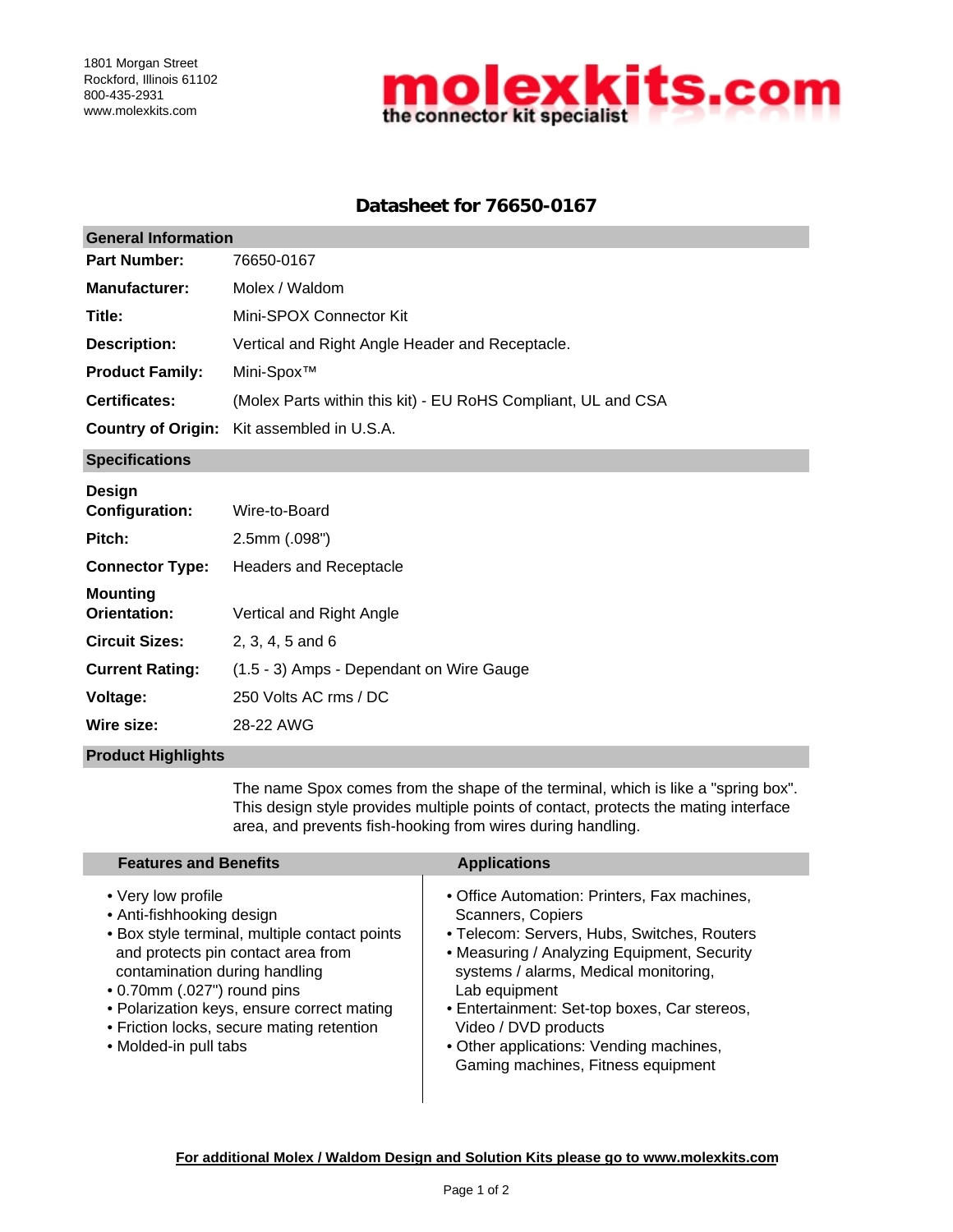1801 Morgan Street
Rockford, Illinois 61102
800-435-2931
www.molexkits.com

**molexkits.com**
**the connector kit specialist**

# Datasheet for 76650-0167

## General Information

| | |
|---|---|
| **Part Number:** | 76650-0167 |
| **Manufacturer:** | Molex / Waldom |
| **Title:** | Mini-SPOX Connector Kit |
| **Description:** | Vertical and Right Angle Header and Receptacle. |
| **Product Family:** | Mini-Spox™ |
| **Certificates:** | (Molex Parts within this kit) - EU RoHS Compliant, UL and CSA |
| **Country of Origin:** | Kit assembled in U.S.A. |

## Specifications

| | |
|---|---|
| **Design Configuration:** | Wire-to-Board |
| **Pitch:** | 2.5mm (.098") |
| **Connector Type:** | Headers and Receptacle |
| **Mounting Orientation:** | Vertical and Right Angle |
| **Circuit Sizes:** | 2, 3, 4, 5 and 6 |
| **Current Rating:** | (1.5 - 3) Amps - Dependant on Wire Gauge |
| **Voltage:** | 250 Volts AC rms / DC |
| **Wire size:** | 28-22 AWG |

## Product Highlights

The name Spox comes from the shape of the terminal, which is like a "spring box". This design style provides multiple points of contact, protects the mating interface area, and prevents fish-hooking from wires during handling.

### Features and Benefits

- Very low profile
- Anti-fishhooking design
- Box style terminal, multiple contact points and protects pin contact area from contamination during handling
- 0.70mm (.027") round pins
- Polarization keys, ensure correct mating
- Friction locks, secure mating retention
- Molded-in pull tabs

### Applications

- Office Automation: Printers, Fax machines, Scanners, Copiers
- Telecom: Servers, Hubs, Switches, Routers
- Measuring / Analyzing Equipment, Security systems / alarms, Medical monitoring, Lab equipment
- Entertainment: Set-top boxes, Car stereos, Video / DVD products
- Other applications: Vending machines, Gaming machines, Fitness equipment

**For additional Molex / Waldom Design and Solution Kits please go to www.molexkits.com**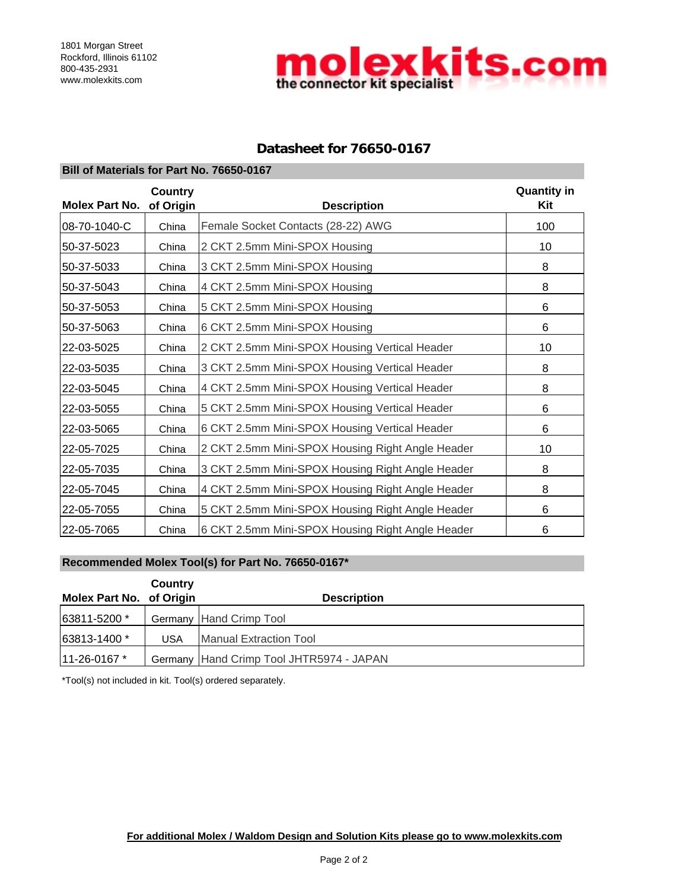1801 Morgan Street
Rockford, Illinois 61102
800-435-2931
www.molexkits.com

**molexkits.com**
**the connector kit specialist**

# Datasheet for 76650-0167

## Bill of Materials for Part No. 76650-0167

| Molex Part No. | Country of Origin | Description | Quantity in Kit |
|---|---|---|---|
| 08-70-1040-C | China | Female Socket Contacts (28-22) AWG | 100 |
| 50-37-5023 | China | 2 CKT 2.5mm Mini-SPOX Housing | 10 |
| 50-37-5033 | China | 3 CKT 2.5mm Mini-SPOX Housing | 8 |
| 50-37-5043 | China | 4 CKT 2.5mm Mini-SPOX Housing | 8 |
| 50-37-5053 | China | 5 CKT 2.5mm Mini-SPOX Housing | 6 |
| 50-37-5063 | China | 6 CKT 2.5mm Mini-SPOX Housing | 6 |
| 22-03-5025 | China | 2 CKT 2.5mm Mini-SPOX Housing Vertical Header | 10 |
| 22-03-5035 | China | 3 CKT 2.5mm Mini-SPOX Housing Vertical Header | 8 |
| 22-03-5045 | China | 4 CKT 2.5mm Mini-SPOX Housing Vertical Header | 8 |
| 22-03-5055 | China | 5 CKT 2.5mm Mini-SPOX Housing Vertical Header | 6 |
| 22-03-5065 | China | 6 CKT 2.5mm Mini-SPOX Housing Vertical Header | 6 |
| 22-05-7025 | China | 2 CKT 2.5mm Mini-SPOX Housing Right Angle Header | 10 |
| 22-05-7035 | China | 3 CKT 2.5mm Mini-SPOX Housing Right Angle Header | 8 |
| 22-05-7045 | China | 4 CKT 2.5mm Mini-SPOX Housing Right Angle Header | 8 |
| 22-05-7055 | China | 5 CKT 2.5mm Mini-SPOX Housing Right Angle Header | 6 |
| 22-05-7065 | China | 6 CKT 2.5mm Mini-SPOX Housing Right Angle Header | 6 |

## Recommended Molex Tool(s) for Part No. 76650-0167*

| Molex Part No. | Country of Origin | Description |
|---|---|---|
| 63811-5200 * | Germany | Hand Crimp Tool |
| 63813-1400 * | USA | Manual Extraction Tool |
| 11-26-0167 * | Germany | Hand Crimp Tool JHTR5974 - JAPAN |

*Tool(s) not included in kit. Tool(s) ordered separately.

**For additional Molex / Waldom Design and Solution Kits please go to www.molexkits.com**